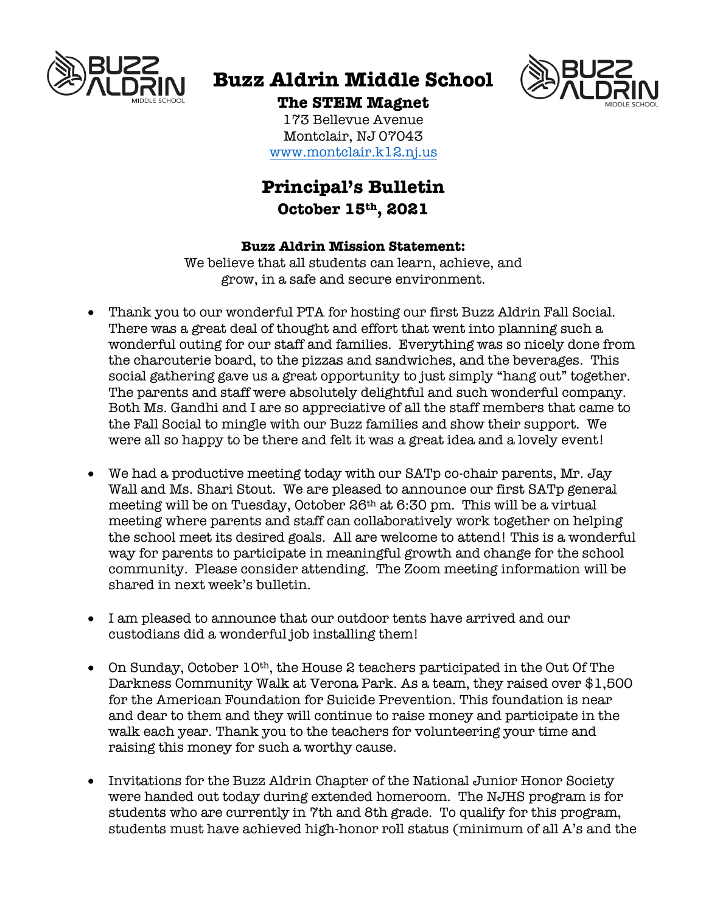# Buzz Aldrin Middle School

**The STEM Magnet**

173 Bellevue Avenue
Montclair, NJ 07043
www.montclair.k12.nj.us

## Principal's Bulletin

**October 15th, 2021**

**Buzz Aldrin Mission Statement:**

We believe that all students can learn, achieve, and grow, in a safe and secure environment.

- Thank you to our wonderful PTA for hosting our first Buzz Aldrin Fall Social. There was a great deal of thought and effort that went into planning such a wonderful outing for our staff and families. Everything was so nicely done from the charcuterie board, to the pizzas and sandwiches, and the beverages. This social gathering gave us a great opportunity to just simply "hang out" together. The parents and staff were absolutely delightful and such wonderful company. Both Ms. Gandhi and I are so appreciative of all the staff members that came to the Fall Social to mingle with our Buzz families and show their support. We were all so happy to be there and felt it was a great idea and a lovely event!

- We had a productive meeting today with our SATp co-chair parents, Mr. Jay Wall and Ms. Shari Stout. We are pleased to announce our first SATp general meeting will be on Tuesday, October 26th at 6:30 pm. This will be a virtual meeting where parents and staff can collaboratively work together on helping the school meet its desired goals. All are welcome to attend! This is a wonderful way for parents to participate in meaningful growth and change for the school community. Please consider attending. The Zoom meeting information will be shared in next week's bulletin.

- I am pleased to announce that our outdoor tents have arrived and our custodians did a wonderful job installing them!

- On Sunday, October 10th, the House 2 teachers participated in the Out Of The Darkness Community Walk at Verona Park. As a team, they raised over $1,500 for the American Foundation for Suicide Prevention. This foundation is near and dear to them and they will continue to raise money and participate in the walk each year. Thank you to the teachers for volunteering your time and raising this money for such a worthy cause.

- Invitations for the Buzz Aldrin Chapter of the National Junior Honor Society were handed out today during extended homeroom. The NJHS program is for students who are currently in 7th and 8th grade. To qualify for this program, students must have achieved high-honor roll status (minimum of all A's and the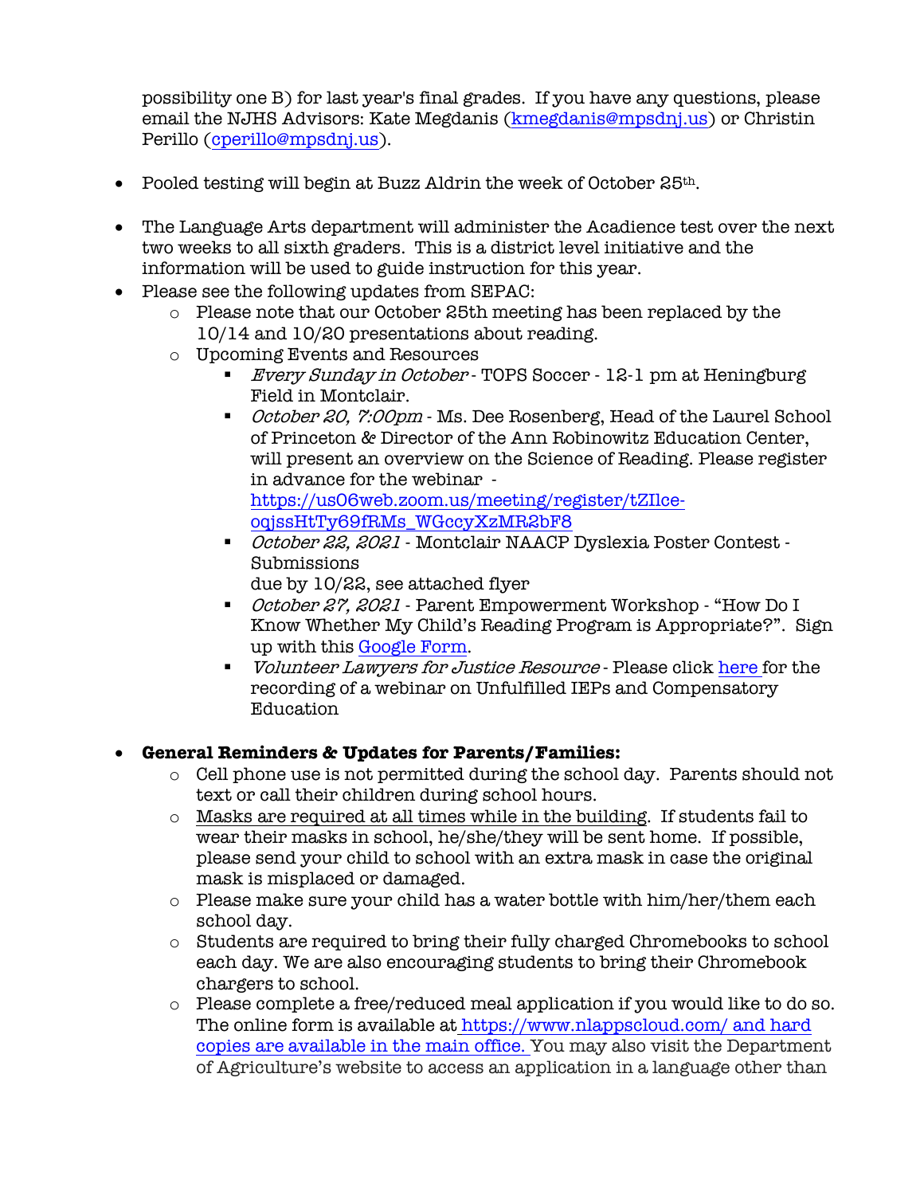possibility one B) for last year's final grades. If you have any questions, please email the NJHS Advisors: Kate Megdanis ([kmegdanis@mpsdnj.us](mailto:kmegdanis@mpsdnj.us)) or Christin Perillo ([cperillo@mpsdnj.us](mailto:cperillo@mpsdnj.us)).

- Pooled testing will begin at Buzz Aldrin the week of October 25th.

- The Language Arts department will administer the Acadience test over the next two weeks to all sixth graders. This is a district level initiative and the information will be used to guide instruction for this year.
- Please see the following updates from SEPAC:
    - Please note that our October 25th meeting has been replaced by the 10/14 and 10/20 presentations about reading.
    - Upcoming Events and Resources
        - *Every Sunday in October* - TOPS Soccer - 12-1 pm at Heningburg Field in Montclair.
        - *October 20, 7:00pm* - Ms. Dee Rosenberg, Head of the Laurel School of Princeton & Director of the Ann Robinowitz Education Center, will present an overview on the Science of Reading. Please register in advance for the webinar - [https://us06web.zoom.us/meeting/register/tZIlce-oqjssHtTy69fRMs_WGccyXzMR2bF8](https://us06web.zoom.us/meeting/register/tZIlce-oqjssHtTy69fRMs_WGccyXzMR2bF8)
        - *October 22, 2021* - Montclair NAACP Dyslexia Poster Contest - Submissions
          due by 10/22, see attached flyer
        - *October 27, 2021* - Parent Empowerment Workshop - "How Do I Know Whether My Child's Reading Program is Appropriate?". Sign up with this Google Form.
        - *Volunteer Lawyers for Justice Resource* - Please click here for the recording of a webinar on Unfulfilled IEPs and Compensatory Education

- **General Reminders & Updates for Parents/Families:**
    - Cell phone use is not permitted during the school day. Parents should not text or call their children during school hours.
    - Masks are required at all times while in the building. If students fail to wear their masks in school, he/she/they will be sent home. If possible, please send your child to school with an extra mask in case the original mask is misplaced or damaged.
    - Please make sure your child has a water bottle with him/her/them each school day.
    - Students are required to bring their fully charged Chromebooks to school each day. We are also encouraging students to bring their Chromebook chargers to school.
    - Please complete a free/reduced meal application if you would like to do so. The online form is available at [https://www.nlappscloud.com/](https://www.nlappscloud.com/) and hard copies are available in the main office. You may also visit the Department of Agriculture's website to access an application in a language other than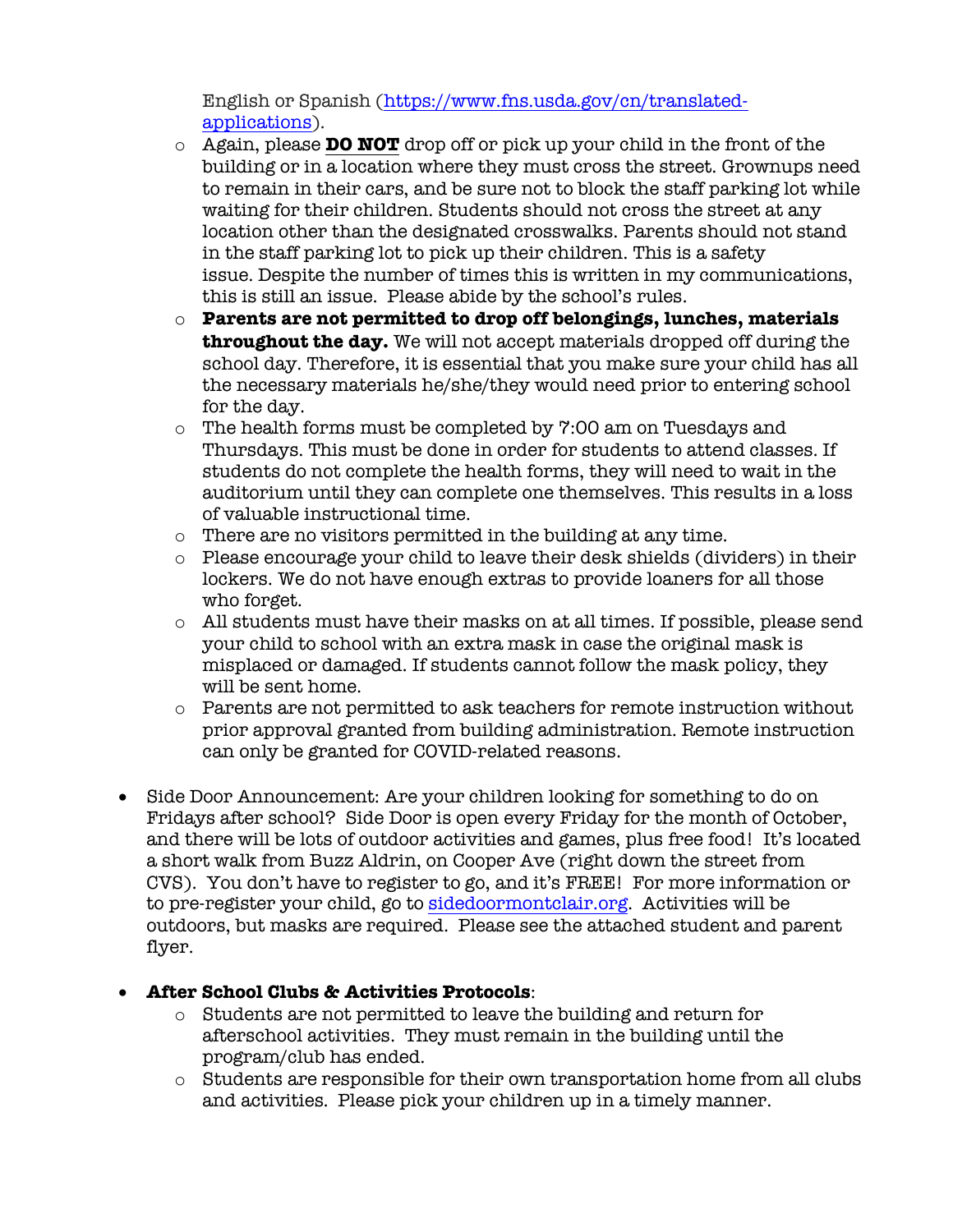English or Spanish ([https://www.fns.usda.gov/cn/translated-applications](https://www.fns.usda.gov/cn/translated-applications)).

- Again, please **DO NOT** drop off or pick up your child in the front of the building or in a location where they must cross the street. Grownups need to remain in their cars, and be sure not to block the staff parking lot while waiting for their children. Students should not cross the street at any location other than the designated crosswalks. Parents should not stand in the staff parking lot to pick up their children. This is a safety issue. Despite the number of times this is written in my communications, this is still an issue. Please abide by the school's rules.
- **Parents are not permitted to drop off belongings, lunches, materials throughout the day.** We will not accept materials dropped off during the school day. Therefore, it is essential that you make sure your child has all the necessary materials he/she/they would need prior to entering school for the day.
- The health forms must be completed by 7:00 am on Tuesdays and Thursdays. This must be done in order for students to attend classes. If students do not complete the health forms, they will need to wait in the auditorium until they can complete one themselves. This results in a loss of valuable instructional time.
- There are no visitors permitted in the building at any time.
- Please encourage your child to leave their desk shields (dividers) in their lockers. We do not have enough extras to provide loaners for all those who forget.
- All students must have their masks on at all times. If possible, please send your child to school with an extra mask in case the original mask is misplaced or damaged. If students cannot follow the mask policy, they will be sent home.
- Parents are not permitted to ask teachers for remote instruction without prior approval granted from building administration. Remote instruction can only be granted for COVID-related reasons.

- Side Door Announcement: Are your children looking for something to do on Fridays after school? Side Door is open every Friday for the month of October, and there will be lots of outdoor activities and games, plus free food! It's located a short walk from Buzz Aldrin, on Cooper Ave (right down the street from CVS). You don't have to register to go, and it's FREE! For more information or to pre-register your child, go to [sidedoormontclair.org](sidedoormontclair.org). Activities will be outdoors, but masks are required. Please see the attached student and parent flyer.

- **After School Clubs & Activities Protocols**:
  - Students are not permitted to leave the building and return for afterschool activities. They must remain in the building until the program/club has ended.
  - Students are responsible for their own transportation home from all clubs and activities. Please pick your children up in a timely manner.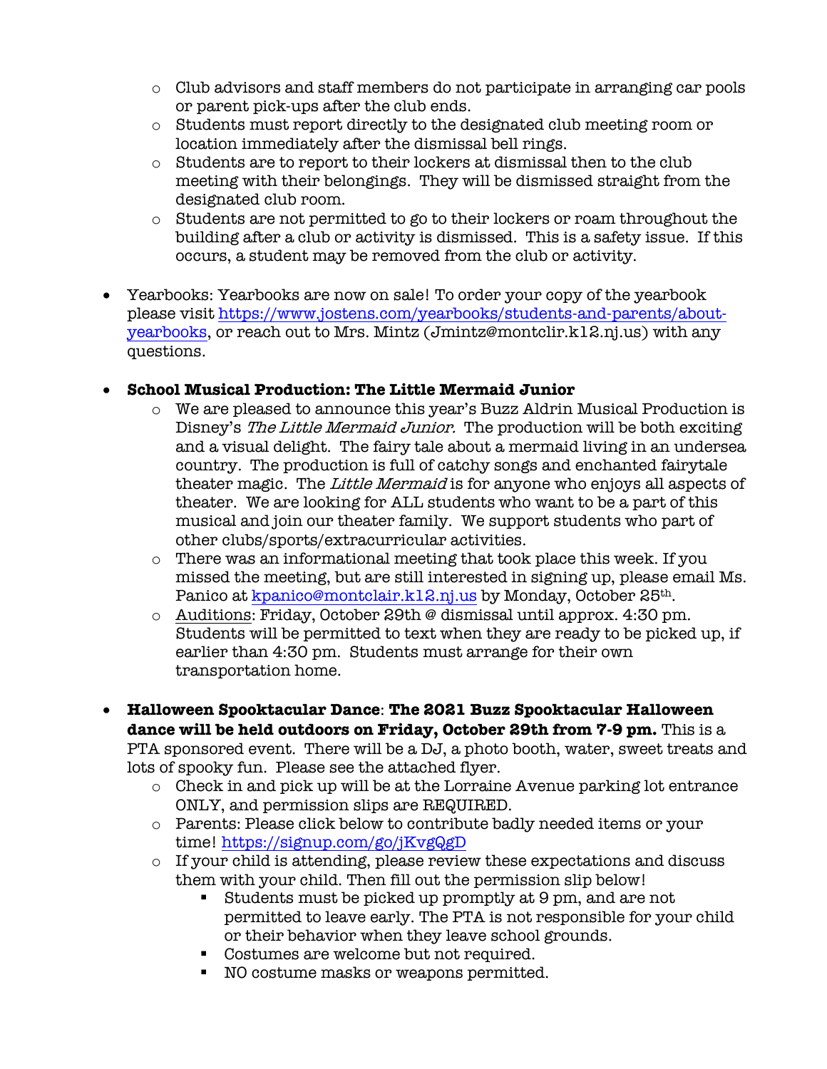- Club advisors and staff members do not participate in arranging car pools or parent pick-ups after the club ends.
  - Students must report directly to the designated club meeting room or location immediately after the dismissal bell rings.
  - Students are to report to their lockers at dismissal then to the club meeting with their belongings. They will be dismissed straight from the designated club room.
  - Students are not permitted to go to their lockers or roam throughout the building after a club or activity is dismissed. This is a safety issue. If this occurs, a student may be removed from the club or activity.

- Yearbooks: Yearbooks are now on sale! To order your copy of the yearbook please visit https://www.jostens.com/yearbooks/students-and-parents/about-yearbooks, or reach out to Mrs. Mintz (Jmintz@montclir.k12.nj.us) with any questions.

- **School Musical Production: The Little Mermaid Junior**
  - We are pleased to announce this year's Buzz Aldrin Musical Production is Disney's *The Little Mermaid Junior.* The production will be both exciting and a visual delight. The fairy tale about a mermaid living in an undersea country. The production is full of catchy songs and enchanted fairytale theater magic. The *Little Mermaid* is for anyone who enjoys all aspects of theater. We are looking for ALL students who want to be a part of this musical and join our theater family. We support students who part of other clubs/sports/extracurricular activities.
  - There was an informational meeting that took place this week. If you missed the meeting, but are still interested in signing up, please email Ms. Panico at kpanico@montclair.k12.nj.us by Monday, October 25th.
  - Auditions: Friday, October 29th @ dismissal until approx. 4:30 pm. Students will be permitted to text when they are ready to be picked up, if earlier than 4:30 pm. Students must arrange for their own transportation home.

- **Halloween Spooktacular Dance**: **The 2021 Buzz Spooktacular Halloween dance will be held outdoors on Friday, October 29th from 7-9 pm.** This is a PTA sponsored event. There will be a DJ, a photo booth, water, sweet treats and lots of spooky fun. Please see the attached flyer.
  - Check in and pick up will be at the Lorraine Avenue parking lot entrance ONLY, and permission slips are REQUIRED.
  - Parents: Please click below to contribute badly needed items or your time! https://signup.com/go/jKvgQgD
  - If your child is attending, please review these expectations and discuss them with your child. Then fill out the permission slip below!
    - Students must be picked up promptly at 9 pm, and are not permitted to leave early. The PTA is not responsible for your child or their behavior when they leave school grounds.
    - Costumes are welcome but not required.
    - NO costume masks or weapons permitted.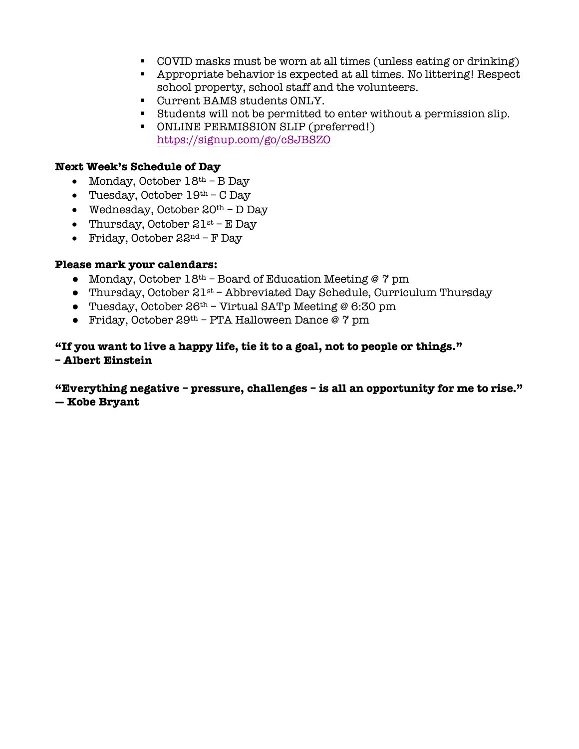- COVID masks must be worn at all times (unless eating or drinking)
- Appropriate behavior is expected at all times. No littering! Respect school property, school staff and the volunteers.
- Current BAMS students ONLY.
- Students will not be permitted to enter without a permission slip.
- ONLINE PERMISSION SLIP (preferred!) https://signup.com/go/cSJBSZO

**Next Week's Schedule of Day**

- Monday, October 18th – B Day
- Tuesday, October 19th – C Day
- Wednesday, October 20th – D Day
- Thursday, October 21st – E Day
- Friday, October 22nd – F Day

**Please mark your calendars:**

- Monday, October 18th – Board of Education Meeting @ 7 pm
- Thursday, October 21st – Abbreviated Day Schedule, Curriculum Thursday
- Tuesday, October 26th – Virtual SATp Meeting @ 6:30 pm
- Friday, October 29th – PTA Halloween Dance @ 7 pm

**"If you want to live a happy life, tie it to a goal, not to people or things."**
**– Albert Einstein**

**"Everything negative – pressure, challenges – is all an opportunity for me to rise."**
**— Kobe Bryant**